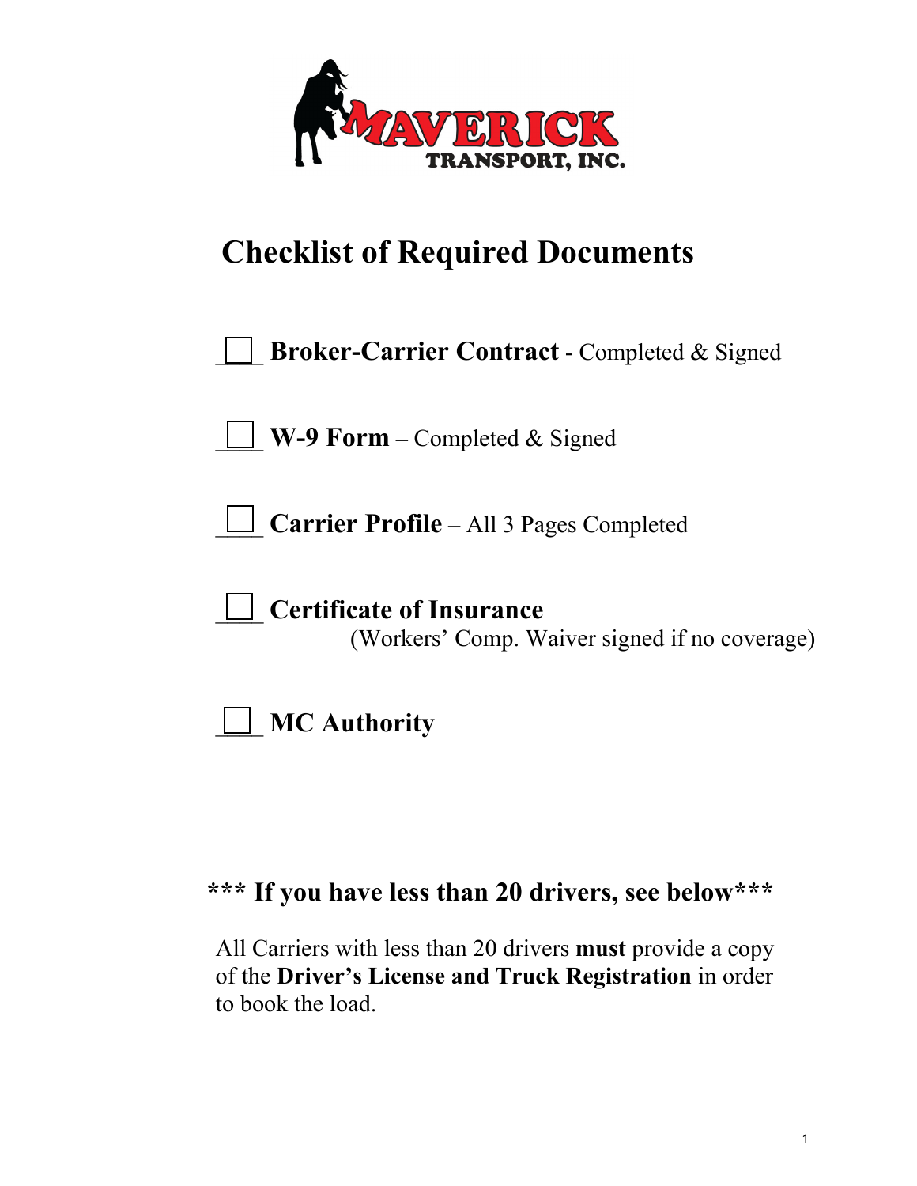MAVERICK TRANSPORT, INC.

# Checklist of Required Documents

- [ ] **Broker-Carrier Contract** - Completed & Signed
- [ ] **W-9 Form –** Completed & Signed
- [ ] **Carrier Profile** – All 3 Pages Completed
- [ ] **Certificate of Insurance** (Workers' Comp. Waiver signed if no coverage)
- [ ] **MC Authority**

## *** If you have less than 20 drivers, see below***

All Carriers with less than 20 drivers **must** provide a copy of the **Driver's License and Truck Registration** in order to book the load.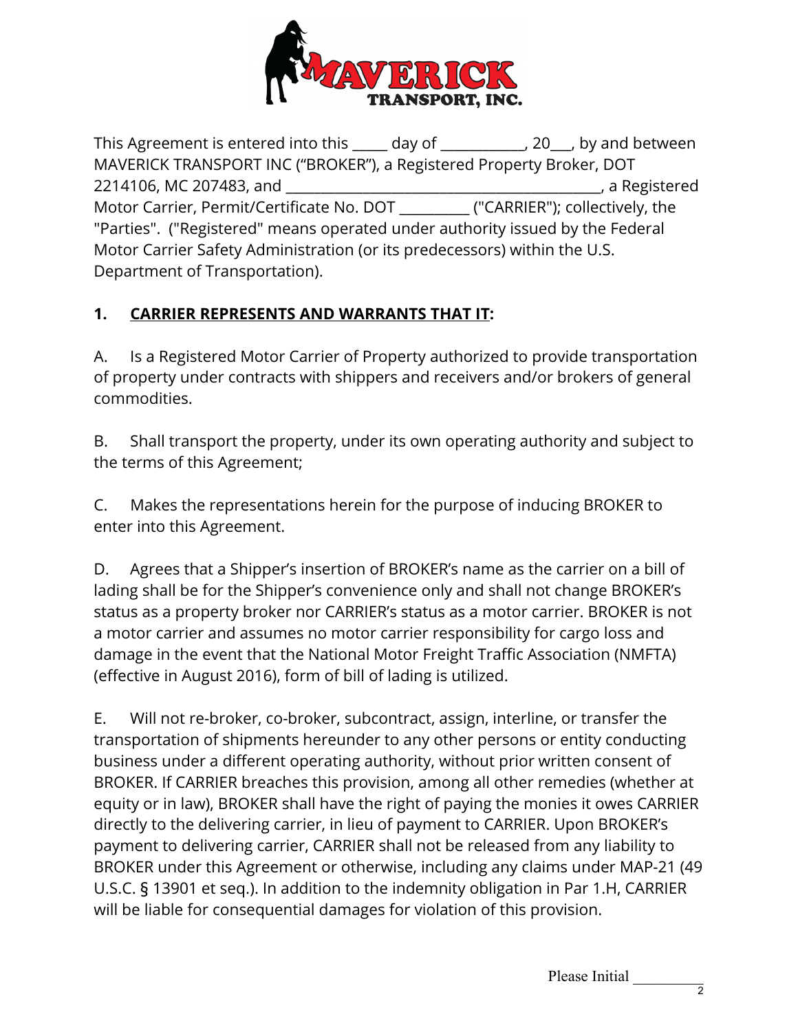This Agreement is entered into this _____ day of ___________, 20___, by and between MAVERICK TRANSPORT INC ("BROKER"), a Registered Property Broker, DOT 2214106, MC 207483, and __________________________________________, a Registered Motor Carrier, Permit/Certificate No. DOT _________ ("CARRIER"); collectively, the "Parties". ("Registered" means operated under authority issued by the Federal Motor Carrier Safety Administration (or its predecessors) within the U.S. Department of Transportation).

**1. <u>CARRIER REPRESENTS AND WARRANTS THAT IT</u>:**

A. Is a Registered Motor Carrier of Property authorized to provide transportation of property under contracts with shippers and receivers and/or brokers of general commodities.

B. Shall transport the property, under its own operating authority and subject to the terms of this Agreement;

C. Makes the representations herein for the purpose of inducing BROKER to enter into this Agreement.

D. Agrees that a Shipper's insertion of BROKER's name as the carrier on a bill of lading shall be for the Shipper's convenience only and shall not change BROKER's status as a property broker nor CARRIER's status as a motor carrier. BROKER is not a motor carrier and assumes no motor carrier responsibility for cargo loss and damage in the event that the National Motor Freight Traffic Association (NMFTA) (effective in August 2016), form of bill of lading is utilized.

E. Will not re-broker, co-broker, subcontract, assign, interline, or transfer the transportation of shipments hereunder to any other persons or entity conducting business under a different operating authority, without prior written consent of BROKER. If CARRIER breaches this provision, among all other remedies (whether at equity or in law), BROKER shall have the right of paying the monies it owes CARRIER directly to the delivering carrier, in lieu of payment to CARRIER. Upon BROKER's payment to delivering carrier, CARRIER shall not be released from any liability to BROKER under this Agreement or otherwise, including any claims under MAP-21 (49 U.S.C. § 13901 et seq.). In addition to the indemnity obligation in Par 1.H, CARRIER will be liable for consequential damages for violation of this provision.

Please Initial __________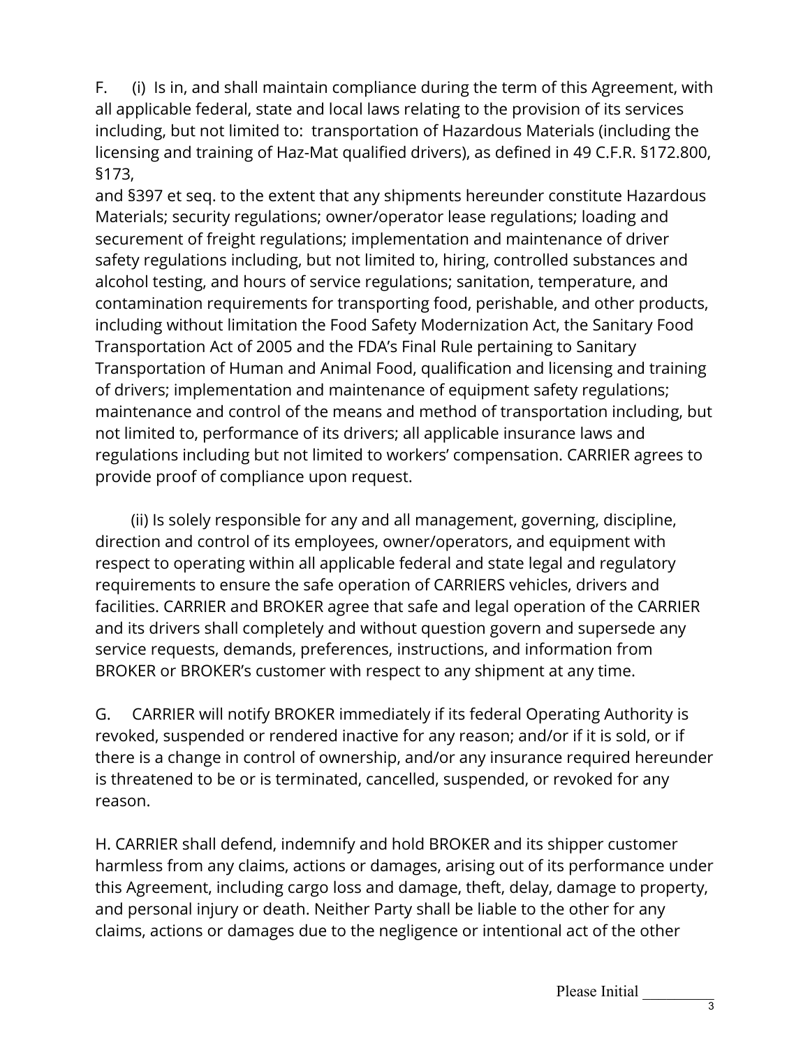F. (i) Is in, and shall maintain compliance during the term of this Agreement, with all applicable federal, state and local laws relating to the provision of its services including, but not limited to: transportation of Hazardous Materials (including the licensing and training of Haz-Mat qualified drivers), as defined in 49 C.F.R. §172.800, §173,
and §397 et seq. to the extent that any shipments hereunder constitute Hazardous Materials; security regulations; owner/operator lease regulations; loading and securement of freight regulations; implementation and maintenance of driver safety regulations including, but not limited to, hiring, controlled substances and alcohol testing, and hours of service regulations; sanitation, temperature, and contamination requirements for transporting food, perishable, and other products, including without limitation the Food Safety Modernization Act, the Sanitary Food Transportation Act of 2005 and the FDA's Final Rule pertaining to Sanitary Transportation of Human and Animal Food, qualification and licensing and training of drivers; implementation and maintenance of equipment safety regulations; maintenance and control of the means and method of transportation including, but not limited to, performance of its drivers; all applicable insurance laws and regulations including but not limited to workers' compensation. CARRIER agrees to provide proof of compliance upon request.

(ii) Is solely responsible for any and all management, governing, discipline, direction and control of its employees, owner/operators, and equipment with respect to operating within all applicable federal and state legal and regulatory requirements to ensure the safe operation of CARRIERS vehicles, drivers and facilities. CARRIER and BROKER agree that safe and legal operation of the CARRIER and its drivers shall completely and without question govern and supersede any service requests, demands, preferences, instructions, and information from BROKER or BROKER's customer with respect to any shipment at any time.

G. CARRIER will notify BROKER immediately if its federal Operating Authority is revoked, suspended or rendered inactive for any reason; and/or if it is sold, or if there is a change in control of ownership, and/or any insurance required hereunder is threatened to be or is terminated, cancelled, suspended, or revoked for any reason.

H. CARRIER shall defend, indemnify and hold BROKER and its shipper customer harmless from any claims, actions or damages, arising out of its performance under this Agreement, including cargo loss and damage, theft, delay, damage to property, and personal injury or death. Neither Party shall be liable to the other for any claims, actions or damages due to the negligence or intentional act of the other

Please Initial __________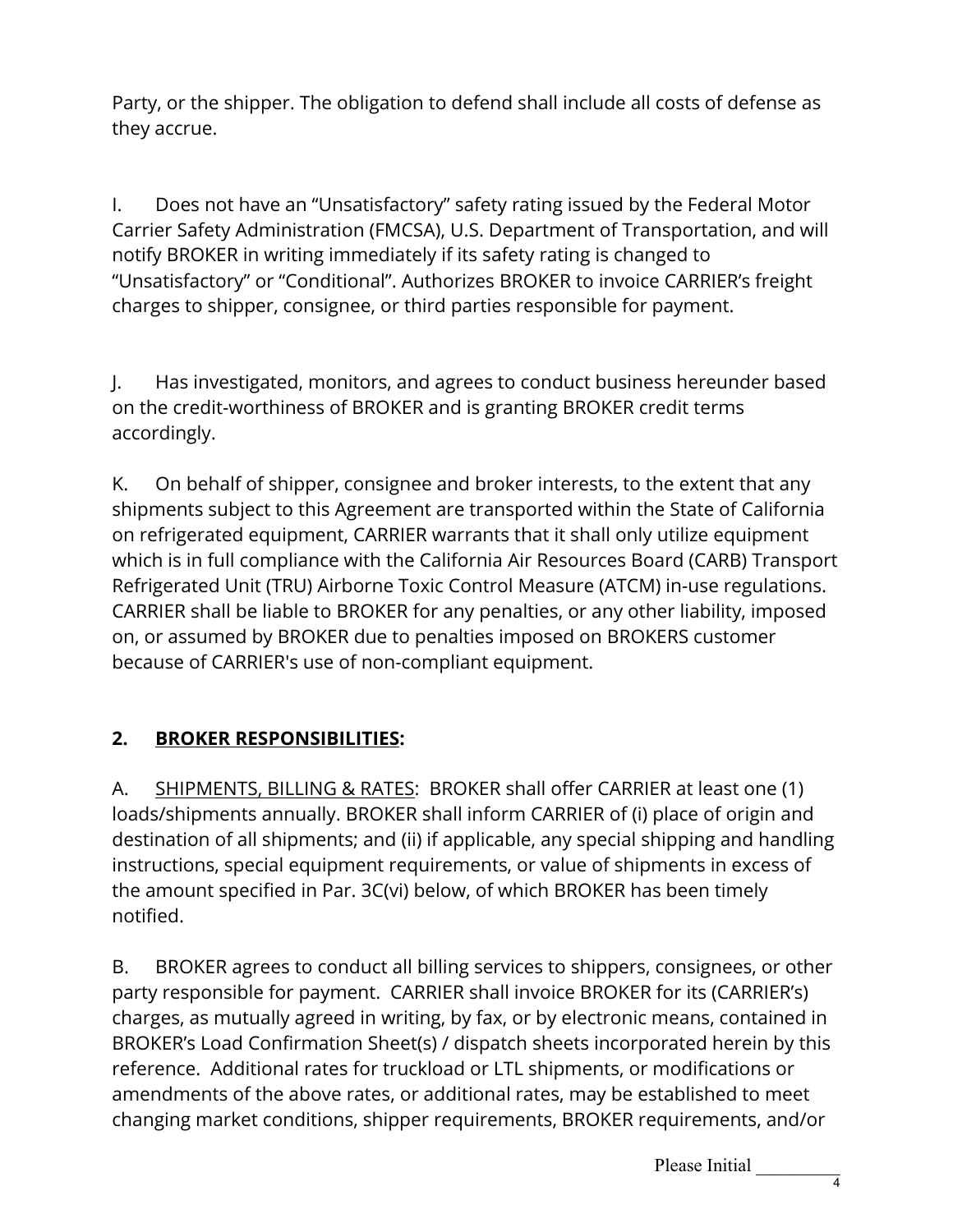Party, or the shipper. The obligation to defend shall include all costs of defense as they accrue.

I. Does not have an "Unsatisfactory" safety rating issued by the Federal Motor Carrier Safety Administration (FMCSA), U.S. Department of Transportation, and will notify BROKER in writing immediately if its safety rating is changed to "Unsatisfactory" or "Conditional". Authorizes BROKER to invoice CARRIER's freight charges to shipper, consignee, or third parties responsible for payment.

J. Has investigated, monitors, and agrees to conduct business hereunder based on the credit-worthiness of BROKER and is granting BROKER credit terms accordingly.

K. On behalf of shipper, consignee and broker interests, to the extent that any shipments subject to this Agreement are transported within the State of California on refrigerated equipment, CARRIER warrants that it shall only utilize equipment which is in full compliance with the California Air Resources Board (CARB) Transport Refrigerated Unit (TRU) Airborne Toxic Control Measure (ATCM) in-use regulations. CARRIER shall be liable to BROKER for any penalties, or any other liability, imposed on, or assumed by BROKER due to penalties imposed on BROKERS customer because of CARRIER's use of non-compliant equipment.

## 2. BROKER RESPONSIBILITIES:

A. SHIPMENTS, BILLING & RATES: BROKER shall offer CARRIER at least one (1) loads/shipments annually. BROKER shall inform CARRIER of (i) place of origin and destination of all shipments; and (ii) if applicable, any special shipping and handling instructions, special equipment requirements, or value of shipments in excess of the amount specified in Par. 3C(vi) below, of which BROKER has been timely notified.

B. BROKER agrees to conduct all billing services to shippers, consignees, or other party responsible for payment. CARRIER shall invoice BROKER for its (CARRIER's) charges, as mutually agreed in writing, by fax, or by electronic means, contained in BROKER's Load Confirmation Sheet(s) / dispatch sheets incorporated herein by this reference. Additional rates for truckload or LTL shipments, or modifications or amendments of the above rates, or additional rates, may be established to meet changing market conditions, shipper requirements, BROKER requirements, and/or

Please Initial __________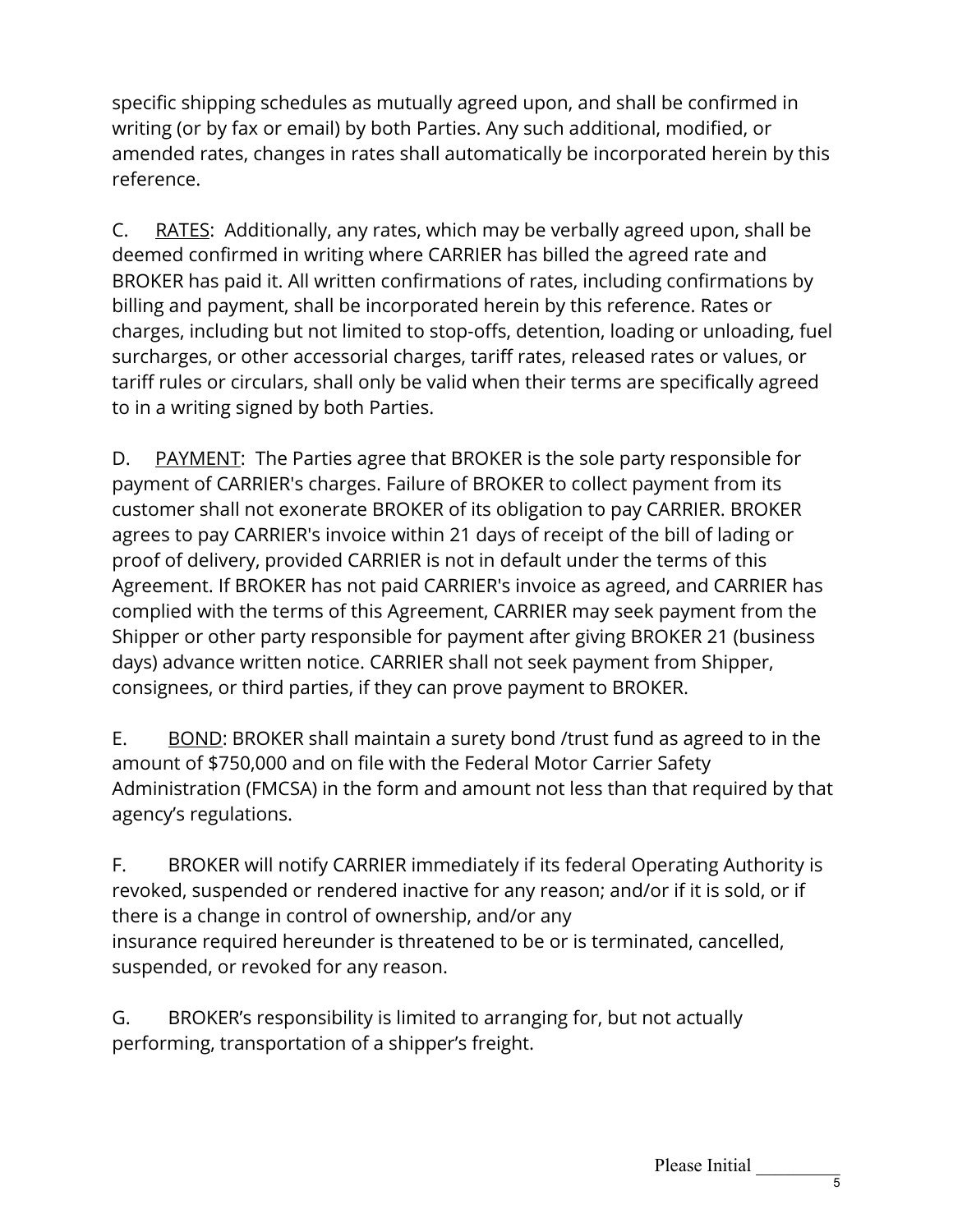specific shipping schedules as mutually agreed upon, and shall be confirmed in writing (or by fax or email) by both Parties. Any such additional, modified, or amended rates, changes in rates shall automatically be incorporated herein by this reference.

C. <u>RATES</u>: Additionally, any rates, which may be verbally agreed upon, shall be deemed confirmed in writing where CARRIER has billed the agreed rate and BROKER has paid it. All written confirmations of rates, including confirmations by billing and payment, shall be incorporated herein by this reference. Rates or charges, including but not limited to stop-offs, detention, loading or unloading, fuel surcharges, or other accessorial charges, tariff rates, released rates or values, or tariff rules or circulars, shall only be valid when their terms are specifically agreed to in a writing signed by both Parties.

D. <u>PAYMENT</u>: The Parties agree that BROKER is the sole party responsible for payment of CARRIER's charges. Failure of BROKER to collect payment from its customer shall not exonerate BROKER of its obligation to pay CARRIER. BROKER agrees to pay CARRIER's invoice within 21 days of receipt of the bill of lading or proof of delivery, provided CARRIER is not in default under the terms of this Agreement. If BROKER has not paid CARRIER's invoice as agreed, and CARRIER has complied with the terms of this Agreement, CARRIER may seek payment from the Shipper or other party responsible for payment after giving BROKER 21 (business days) advance written notice. CARRIER shall not seek payment from Shipper, consignees, or third parties, if they can prove payment to BROKER.

E. <u>BOND</u>: BROKER shall maintain a surety bond /trust fund as agreed to in the amount of $750,000 and on file with the Federal Motor Carrier Safety Administration (FMCSA) in the form and amount not less than that required by that agency's regulations.

F. BROKER will notify CARRIER immediately if its federal Operating Authority is revoked, suspended or rendered inactive for any reason; and/or if it is sold, or if there is a change in control of ownership, and/or any insurance required hereunder is threatened to be or is terminated, cancelled, suspended, or revoked for any reason.

G. BROKER's responsibility is limited to arranging for, but not actually performing, transportation of a shipper's freight.

Please Initial __________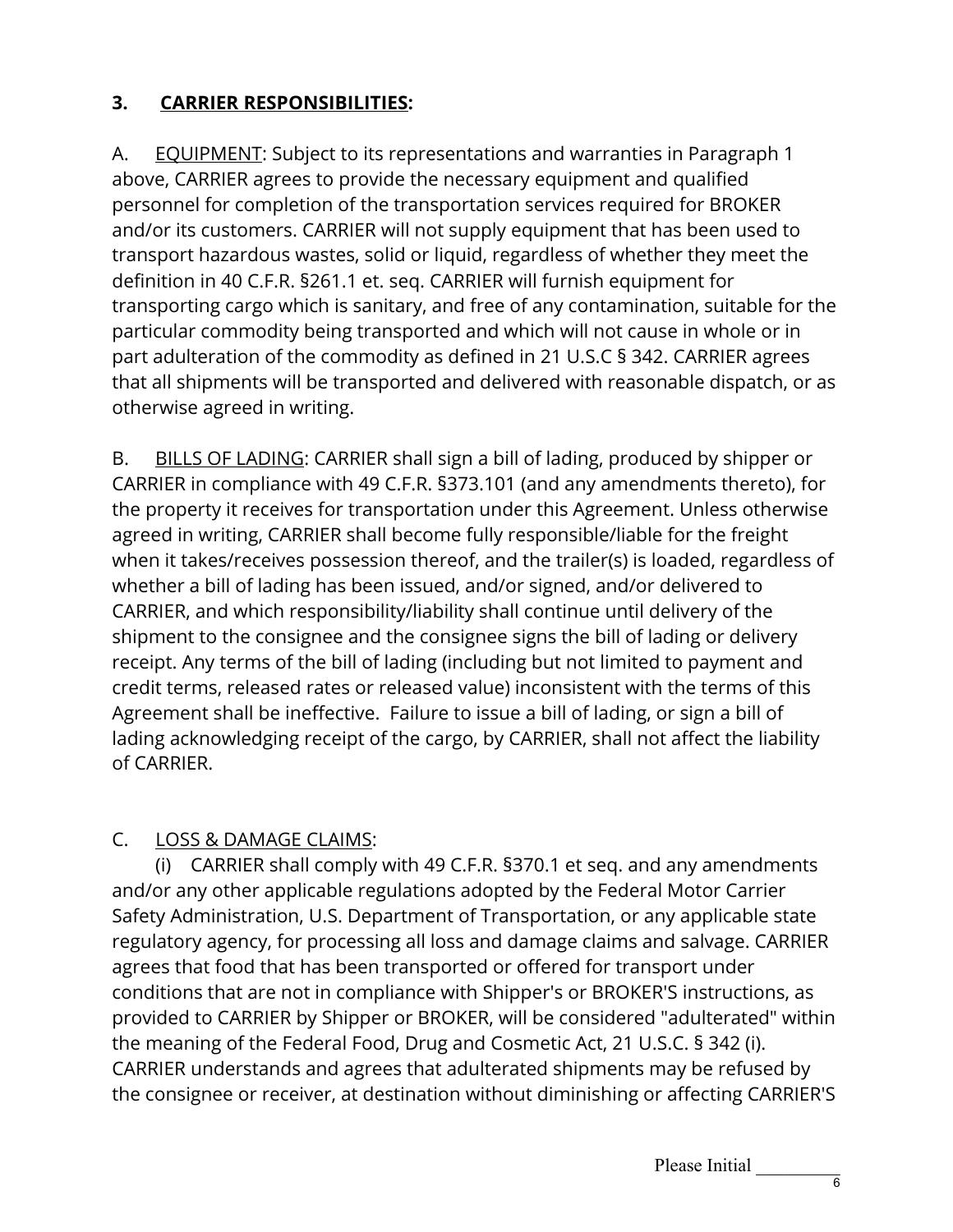## 3. **CARRIER RESPONSIBILITIES:**

A. EQUIPMENT: Subject to its representations and warranties in Paragraph 1 above, CARRIER agrees to provide the necessary equipment and qualified personnel for completion of the transportation services required for BROKER and/or its customers. CARRIER will not supply equipment that has been used to transport hazardous wastes, solid or liquid, regardless of whether they meet the definition in 40 C.F.R. §261.1 et. seq. CARRIER will furnish equipment for transporting cargo which is sanitary, and free of any contamination, suitable for the particular commodity being transported and which will not cause in whole or in part adulteration of the commodity as defined in 21 U.S.C § 342. CARRIER agrees that all shipments will be transported and delivered with reasonable dispatch, or as otherwise agreed in writing.

B. BILLS OF LADING: CARRIER shall sign a bill of lading, produced by shipper or CARRIER in compliance with 49 C.F.R. §373.101 (and any amendments thereto), for the property it receives for transportation under this Agreement. Unless otherwise agreed in writing, CARRIER shall become fully responsible/liable for the freight when it takes/receives possession thereof, and the trailer(s) is loaded, regardless of whether a bill of lading has been issued, and/or signed, and/or delivered to CARRIER, and which responsibility/liability shall continue until delivery of the shipment to the consignee and the consignee signs the bill of lading or delivery receipt. Any terms of the bill of lading (including but not limited to payment and credit terms, released rates or released value) inconsistent with the terms of this Agreement shall be ineffective. Failure to issue a bill of lading, or sign a bill of lading acknowledging receipt of the cargo, by CARRIER, shall not affect the liability of CARRIER.

C. LOSS & DAMAGE CLAIMS:

(i) CARRIER shall comply with 49 C.F.R. §370.1 et seq. and any amendments and/or any other applicable regulations adopted by the Federal Motor Carrier Safety Administration, U.S. Department of Transportation, or any applicable state regulatory agency, for processing all loss and damage claims and salvage. CARRIER agrees that food that has been transported or offered for transport under conditions that are not in compliance with Shipper's or BROKER'S instructions, as provided to CARRIER by Shipper or BROKER, will be considered "adulterated" within the meaning of the Federal Food, Drug and Cosmetic Act, 21 U.S.C. § 342 (i). CARRIER understands and agrees that adulterated shipments may be refused by the consignee or receiver, at destination without diminishing or affecting CARRIER'S

Please Initial __________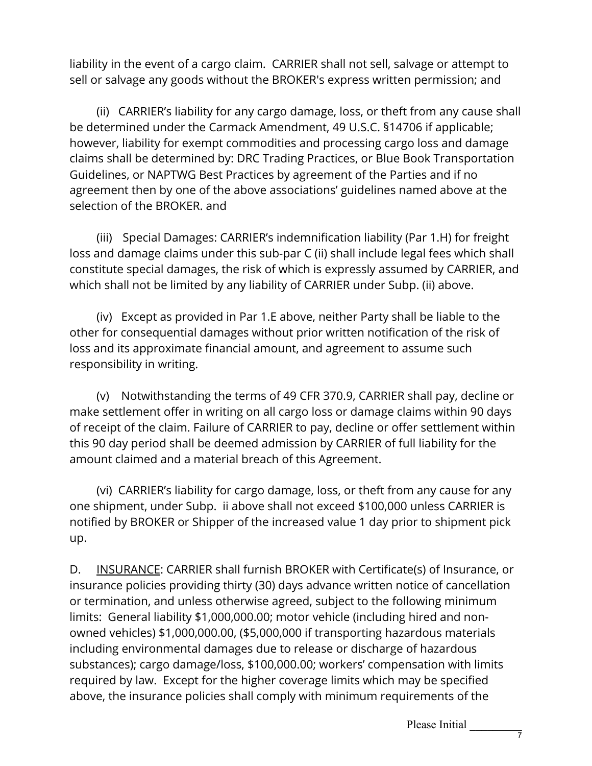liability in the event of a cargo claim. CARRIER shall not sell, salvage or attempt to sell or salvage any goods without the BROKER's express written permission; and

(ii) CARRIER's liability for any cargo damage, loss, or theft from any cause shall be determined under the Carmack Amendment, 49 U.S.C. §14706 if applicable; however, liability for exempt commodities and processing cargo loss and damage claims shall be determined by: DRC Trading Practices, or Blue Book Transportation Guidelines, or NAPTWG Best Practices by agreement of the Parties and if no agreement then by one of the above associations' guidelines named above at the selection of the BROKER. and

(iii) Special Damages: CARRIER's indemnification liability (Par 1.H) for freight loss and damage claims under this sub-par C (ii) shall include legal fees which shall constitute special damages, the risk of which is expressly assumed by CARRIER, and which shall not be limited by any liability of CARRIER under Subp. (ii) above.

(iv) Except as provided in Par 1.E above, neither Party shall be liable to the other for consequential damages without prior written notification of the risk of loss and its approximate financial amount, and agreement to assume such responsibility in writing.

(v) Notwithstanding the terms of 49 CFR 370.9, CARRIER shall pay, decline or make settlement offer in writing on all cargo loss or damage claims within 90 days of receipt of the claim. Failure of CARRIER to pay, decline or offer settlement within this 90 day period shall be deemed admission by CARRIER of full liability for the amount claimed and a material breach of this Agreement.

(vi) CARRIER's liability for cargo damage, loss, or theft from any cause for any one shipment, under Subp. ii above shall not exceed $100,000 unless CARRIER is notified by BROKER or Shipper of the increased value 1 day prior to shipment pick up.

D. <u>INSURANCE</u>: CARRIER shall furnish BROKER with Certificate(s) of Insurance, or insurance policies providing thirty (30) days advance written notice of cancellation or termination, and unless otherwise agreed, subject to the following minimum limits: General liability $1,000,000.00; motor vehicle (including hired and non-owned vehicles) $1,000,000.00, ($5,000,000 if transporting hazardous materials including environmental damages due to release or discharge of hazardous substances); cargo damage/loss, $100,000.00; workers' compensation with limits required by law. Except for the higher coverage limits which may be specified above, the insurance policies shall comply with minimum requirements of the

Please Initial __________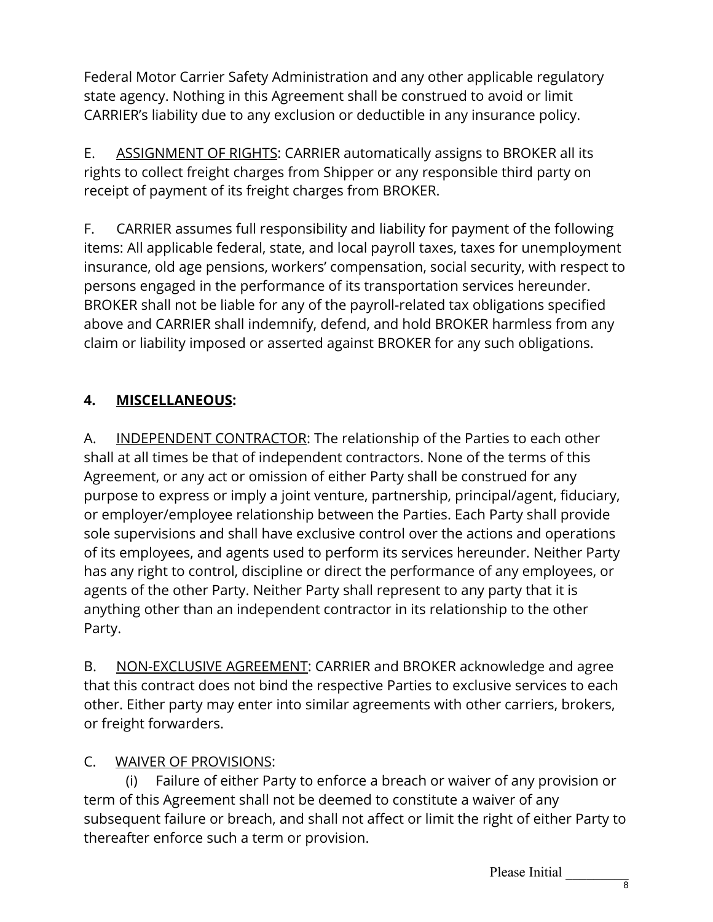Federal Motor Carrier Safety Administration and any other applicable regulatory state agency. Nothing in this Agreement shall be construed to avoid or limit CARRIER's liability due to any exclusion or deductible in any insurance policy.

E. <u>ASSIGNMENT OF RIGHTS</u>: CARRIER automatically assigns to BROKER all its rights to collect freight charges from Shipper or any responsible third party on receipt of payment of its freight charges from BROKER.

F. CARRIER assumes full responsibility and liability for payment of the following items: All applicable federal, state, and local payroll taxes, taxes for unemployment insurance, old age pensions, workers' compensation, social security, with respect to persons engaged in the performance of its transportation services hereunder. BROKER shall not be liable for any of the payroll-related tax obligations specified above and CARRIER shall indemnify, defend, and hold BROKER harmless from any claim or liability imposed or asserted against BROKER for any such obligations.

## 4. <u>MISCELLANEOUS</u>:

A. <u>INDEPENDENT CONTRACTOR</u>: The relationship of the Parties to each other shall at all times be that of independent contractors. None of the terms of this Agreement, or any act or omission of either Party shall be construed for any purpose to express or imply a joint venture, partnership, principal/agent, fiduciary, or employer/employee relationship between the Parties. Each Party shall provide sole supervisions and shall have exclusive control over the actions and operations of its employees, and agents used to perform its services hereunder. Neither Party has any right to control, discipline or direct the performance of any employees, or agents of the other Party. Neither Party shall represent to any party that it is anything other than an independent contractor in its relationship to the other Party.

B. <u>NON-EXCLUSIVE AGREEMENT</u>: CARRIER and BROKER acknowledge and agree that this contract does not bind the respective Parties to exclusive services to each other. Either party may enter into similar agreements with other carriers, brokers, or freight forwarders.

C. <u>WAIVER OF PROVISIONS</u>:

(i) Failure of either Party to enforce a breach or waiver of any provision or term of this Agreement shall not be deemed to constitute a waiver of any subsequent failure or breach, and shall not affect or limit the right of either Party to thereafter enforce such a term or provision.

Please Initial __________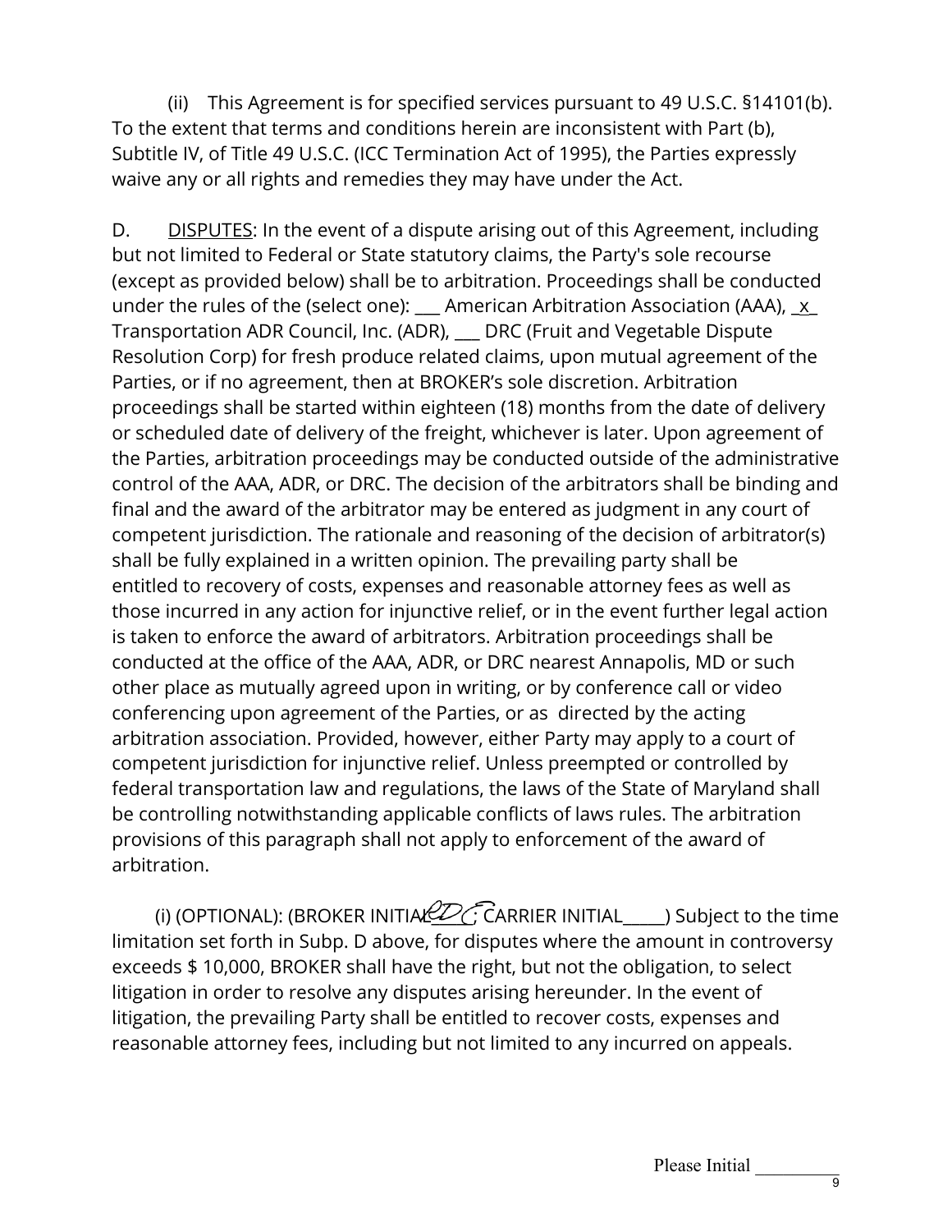(ii) This Agreement is for specified services pursuant to 49 U.S.C. §14101(b). To the extent that terms and conditions herein are inconsistent with Part (b), Subtitle IV, of Title 49 U.S.C. (ICC Termination Act of 1995), the Parties expressly waive any or all rights and remedies they may have under the Act.

D. DISPUTES: In the event of a dispute arising out of this Agreement, including but not limited to Federal or State statutory claims, the Party's sole recourse (except as provided below) shall be to arbitration. Proceedings shall be conducted under the rules of the (select one): ___ American Arbitration Association (AAA), _x_ Transportation ADR Council, Inc. (ADR), ___ DRC (Fruit and Vegetable Dispute Resolution Corp) for fresh produce related claims, upon mutual agreement of the Parties, or if no agreement, then at BROKER's sole discretion. Arbitration proceedings shall be started within eighteen (18) months from the date of delivery or scheduled date of delivery of the freight, whichever is later. Upon agreement of the Parties, arbitration proceedings may be conducted outside of the administrative control of the AAA, ADR, or DRC. The decision of the arbitrators shall be binding and final and the award of the arbitrator may be entered as judgment in any court of competent jurisdiction. The rationale and reasoning of the decision of arbitrator(s) shall be fully explained in a written opinion. The prevailing party shall be entitled to recovery of costs, expenses and reasonable attorney fees as well as those incurred in any action for injunctive relief, or in the event further legal action is taken to enforce the award of arbitrators. Arbitration proceedings shall be conducted at the office of the AAA, ADR, or DRC nearest Annapolis, MD or such other place as mutually agreed upon in writing, or by conference call or video conferencing upon agreement of the Parties, or as directed by the acting arbitration association. Provided, however, either Party may apply to a court of competent jurisdiction for injunctive relief. Unless preempted or controlled by federal transportation law and regulations, the laws of the State of Maryland shall be controlling notwithstanding applicable conflicts of laws rules. The arbitration provisions of this paragraph shall not apply to enforcement of the award of arbitration.

(i) (OPTIONAL): (BROKER INITIAL eDC; CARRIER INITIAL_____) Subject to the time limitation set forth in Subp. D above, for disputes where the amount in controversy exceeds $ 10,000, BROKER shall have the right, but not the obligation, to select litigation in order to resolve any disputes arising hereunder. In the event of litigation, the prevailing Party shall be entitled to recover costs, expenses and reasonable attorney fees, including but not limited to any incurred on appeals.

Please Initial __________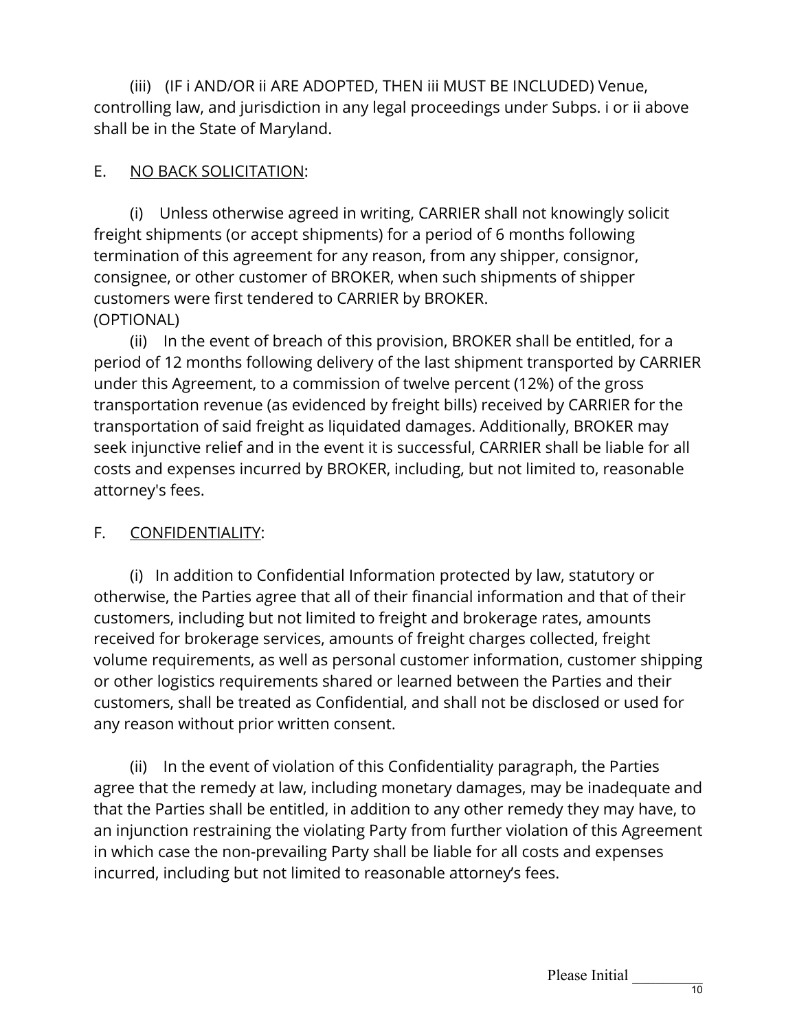(iii) (IF i AND/OR ii ARE ADOPTED, THEN iii MUST BE INCLUDED) Venue, controlling law, and jurisdiction in any legal proceedings under Subps. i or ii above shall be in the State of Maryland.

E. <u>NO BACK SOLICITATION</u>:

(i) Unless otherwise agreed in writing, CARRIER shall not knowingly solicit freight shipments (or accept shipments) for a period of 6 months following termination of this agreement for any reason, from any shipper, consignor, consignee, or other customer of BROKER, when such shipments of shipper customers were first tendered to CARRIER by BROKER.
(OPTIONAL)
(ii) In the event of breach of this provision, BROKER shall be entitled, for a period of 12 months following delivery of the last shipment transported by CARRIER under this Agreement, to a commission of twelve percent (12%) of the gross transportation revenue (as evidenced by freight bills) received by CARRIER for the transportation of said freight as liquidated damages. Additionally, BROKER may seek injunctive relief and in the event it is successful, CARRIER shall be liable for all costs and expenses incurred by BROKER, including, but not limited to, reasonable attorney's fees.

F. <u>CONFIDENTIALITY</u>:

(i) In addition to Confidential Information protected by law, statutory or otherwise, the Parties agree that all of their financial information and that of their customers, including but not limited to freight and brokerage rates, amounts received for brokerage services, amounts of freight charges collected, freight volume requirements, as well as personal customer information, customer shipping or other logistics requirements shared or learned between the Parties and their customers, shall be treated as Confidential, and shall not be disclosed or used for any reason without prior written consent.

(ii) In the event of violation of this Confidentiality paragraph, the Parties agree that the remedy at law, including monetary damages, may be inadequate and that the Parties shall be entitled, in addition to any other remedy they may have, to an injunction restraining the violating Party from further violation of this Agreement in which case the non-prevailing Party shall be liable for all costs and expenses incurred, including but not limited to reasonable attorney's fees.

Please Initial __________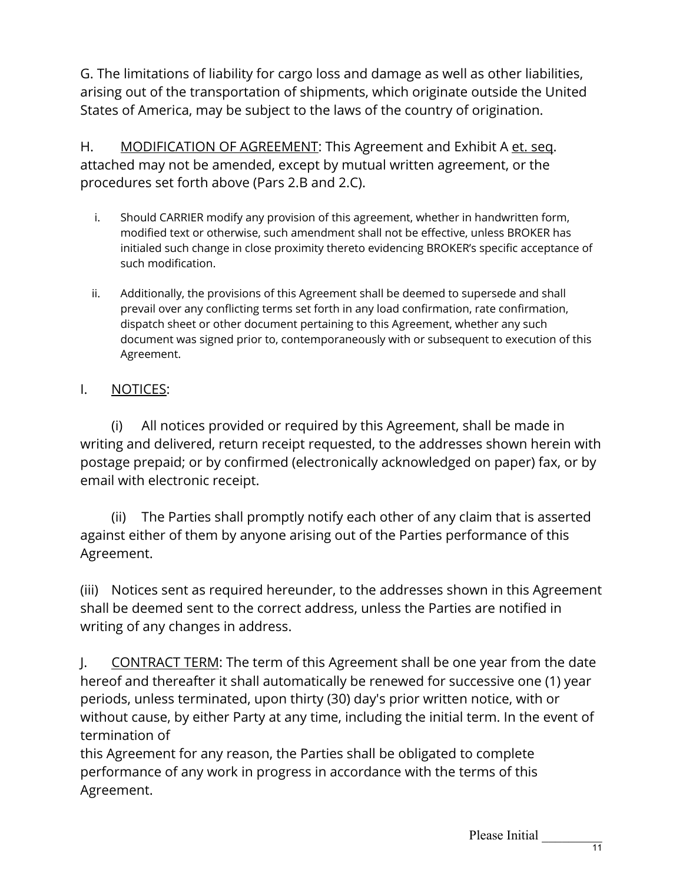G. The limitations of liability for cargo loss and damage as well as other liabilities, arising out of the transportation of shipments, which originate outside the United States of America, may be subject to the laws of the country of origination.

H. <u>MODIFICATION OF AGREEMENT</u>: This Agreement and Exhibit A <u>et. seq</u>. attached may not be amended, except by mutual written agreement, or the procedures set forth above (Pars 2.B and 2.C).

i. Should CARRIER modify any provision of this agreement, whether in handwritten form, modified text or otherwise, such amendment shall not be effective, unless BROKER has initialed such change in close proximity thereto evidencing BROKER's specific acceptance of such modification.

ii. Additionally, the provisions of this Agreement shall be deemed to supersede and shall prevail over any conflicting terms set forth in any load confirmation, rate confirmation, dispatch sheet or other document pertaining to this Agreement, whether any such document was signed prior to, contemporaneously with or subsequent to execution of this Agreement.

I. <u>NOTICES</u>:

(i) All notices provided or required by this Agreement, shall be made in writing and delivered, return receipt requested, to the addresses shown herein with postage prepaid; or by confirmed (electronically acknowledged on paper) fax, or by email with electronic receipt.

(ii) The Parties shall promptly notify each other of any claim that is asserted against either of them by anyone arising out of the Parties performance of this Agreement.

(iii) Notices sent as required hereunder, to the addresses shown in this Agreement shall be deemed sent to the correct address, unless the Parties are notified in writing of any changes in address.

J. <u>CONTRACT TERM</u>: The term of this Agreement shall be one year from the date hereof and thereafter it shall automatically be renewed for successive one (1) year periods, unless terminated, upon thirty (30) day's prior written notice, with or without cause, by either Party at any time, including the initial term. In the event of termination of this Agreement for any reason, the Parties shall be obligated to complete performance of any work in progress in accordance with the terms of this Agreement.

Please Initial \_\_\_\_\_\_\_\_\_\_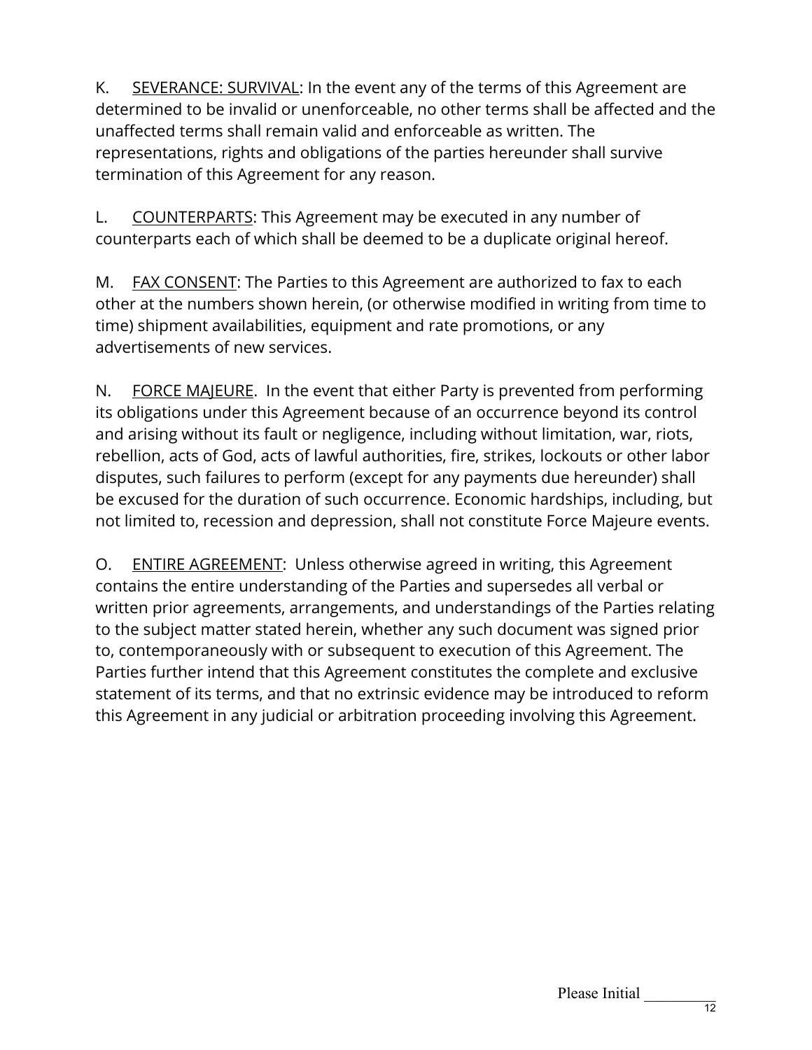K. SEVERANCE: SURVIVAL: In the event any of the terms of this Agreement are determined to be invalid or unenforceable, no other terms shall be affected and the unaffected terms shall remain valid and enforceable as written. The representations, rights and obligations of the parties hereunder shall survive termination of this Agreement for any reason.

L. COUNTERPARTS: This Agreement may be executed in any number of counterparts each of which shall be deemed to be a duplicate original hereof.

M. FAX CONSENT: The Parties to this Agreement are authorized to fax to each other at the numbers shown herein, (or otherwise modified in writing from time to time) shipment availabilities, equipment and rate promotions, or any advertisements of new services.

N. FORCE MAJEURE. In the event that either Party is prevented from performing its obligations under this Agreement because of an occurrence beyond its control and arising without its fault or negligence, including without limitation, war, riots, rebellion, acts of God, acts of lawful authorities, fire, strikes, lockouts or other labor disputes, such failures to perform (except for any payments due hereunder) shall be excused for the duration of such occurrence. Economic hardships, including, but not limited to, recession and depression, shall not constitute Force Majeure events.

O. ENTIRE AGREEMENT: Unless otherwise agreed in writing, this Agreement contains the entire understanding of the Parties and supersedes all verbal or written prior agreements, arrangements, and understandings of the Parties relating to the subject matter stated herein, whether any such document was signed prior to, contemporaneously with or subsequent to execution of this Agreement. The Parties further intend that this Agreement constitutes the complete and exclusive statement of its terms, and that no extrinsic evidence may be introduced to reform this Agreement in any judicial or arbitration proceeding involving this Agreement.

Please Initial __________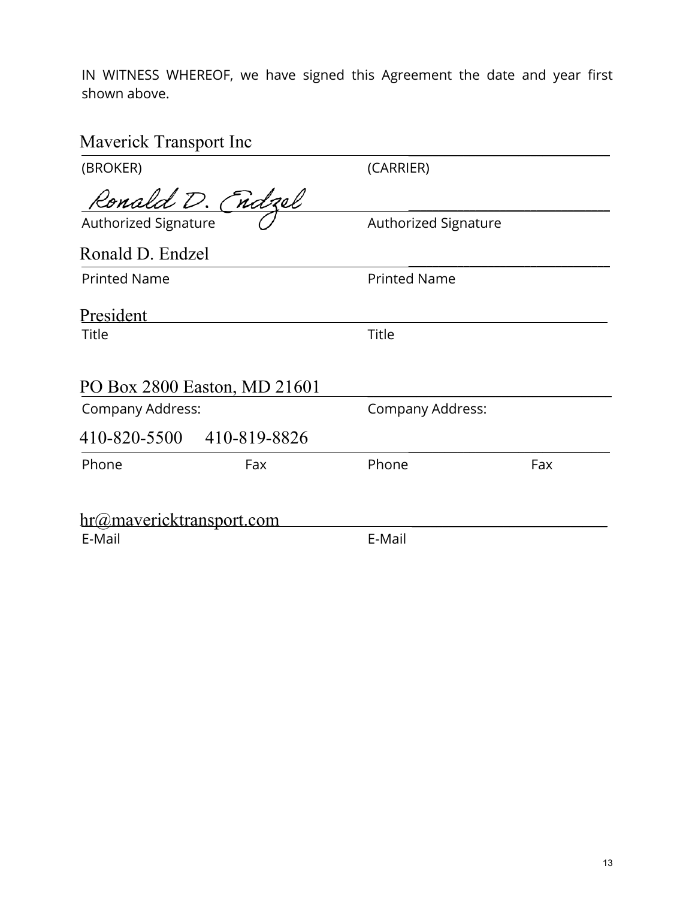IN WITNESS WHEREOF, we have signed this Agreement the date and year first shown above.

| (BROKER) | (CARRIER) |
| --- | --- |
| Maverick Transport Inc | |
| Authorized Signature: Ronald D. Endzel | Authorized Signature: |
| Printed Name: Ronald D. Endzel | Printed Name: |
| Title: President | Title: |
| Company Address: PO Box 2800 Easton, MD 21601 | Company Address: |
| Phone: 410-820-5500 Fax: 410-819-8826 | Phone: Fax: |
| E-Mail: hr@mavericktransport.com | E-Mail: |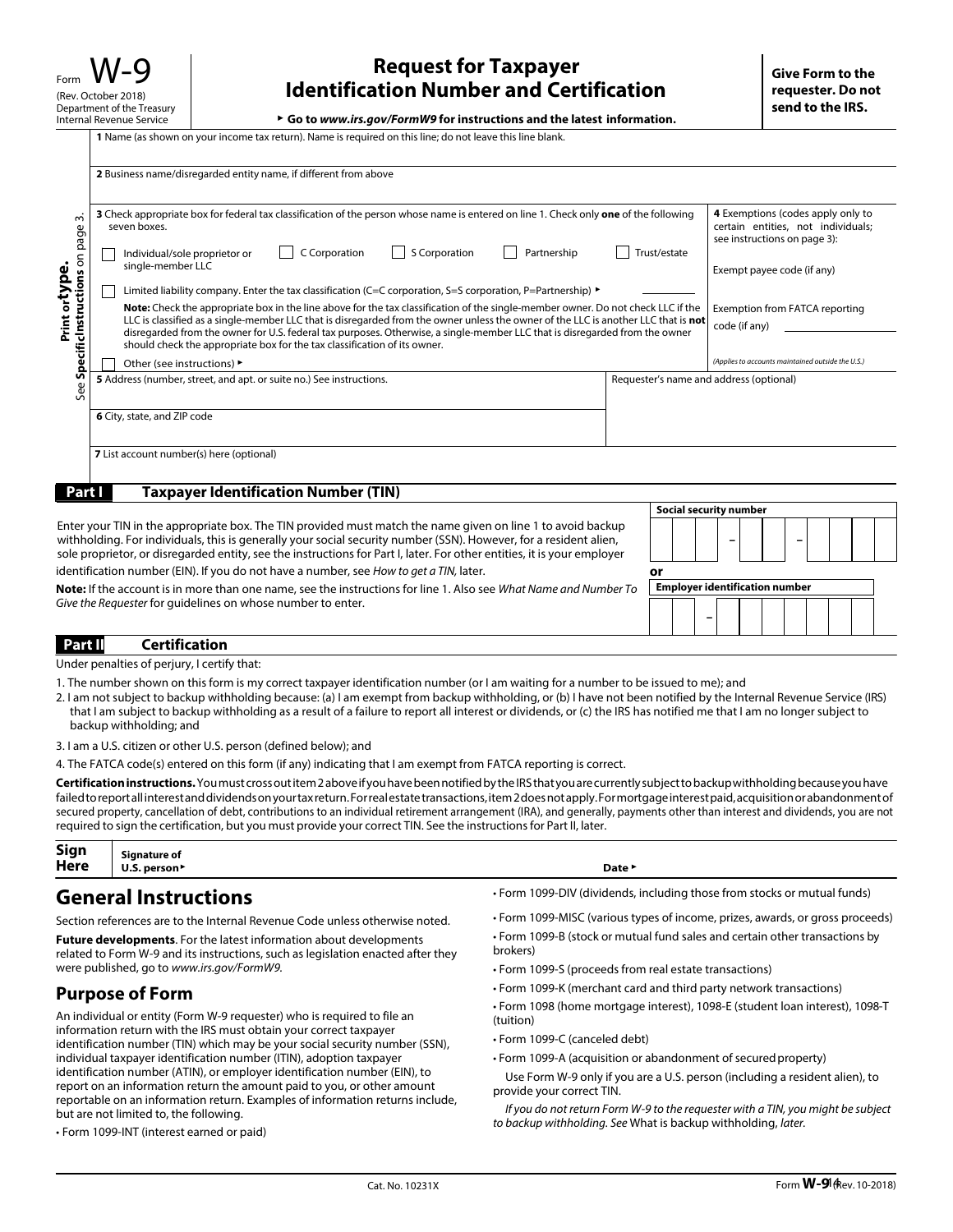Form **W-9**
(Rev. October 2018)
Department of the Treasury
Internal Revenue Service

# Request for Taxpayer Identification Number and Certification

▶ **Go to *www.irs.gov/FormW9* for instructions and the latest information.**

**Give Form to the requester. Do not send to the IRS.**

Print or type.
See **Specific Instructions** on page 3.

**1** Name (as shown on your income tax return). Name is required on this line; do not leave this line blank.

**2** Business name/disregarded entity name, if different from above

**3** Check appropriate box for federal tax classification of the person whose name is entered on line 1. Check only **one** of the following seven boxes.

☐ Individual/sole proprietor or single-member LLC ☐ C Corporation ☐ S Corporation ☐ Partnership ☐ Trust/estate

☐ Limited liability company. Enter the tax classification (C=C corporation, S=S corporation, P=Partnership) ▶ ________

**Note:** Check the appropriate box in the line above for the tax classification of the single-member owner. Do not check LLC if the LLC is classified as a single-member LLC that is disregarded from the owner unless the owner of the LLC is another LLC that is **not** disregarded from the owner for U.S. federal tax purposes. Otherwise, a single-member LLC that is disregarded from the owner should check the appropriate box for the tax classification of its owner.

☐ Other (see instructions) ▶

**4** Exemptions (codes apply only to certain entities, not individuals; see instructions on page 3):

Exempt payee code (if any)

Exemption from FATCA reporting code (if any) ________

*(Applies to accounts maintained outside the U.S.)*

**5** Address (number, street, and apt. or suite no.) See instructions.

Requester's name and address (optional)

**6** City, state, and ZIP code

**7** List account number(s) here (optional)

## Part I Taxpayer Identification Number (TIN)

Enter your TIN in the appropriate box. The TIN provided must match the name given on line 1 to avoid backup withholding. For individuals, this is generally your social security number (SSN). However, for a resident alien, sole proprietor, or disregarded entity, see the instructions for Part I, later. For other entities, it is your employer identification number (EIN). If you do not have a number, see *How to get a TIN,* later.

**Note:** If the account is in more than one name, see the instructions for line 1. Also see *What Name and Number To Give the Requester* for guidelines on whose number to enter.

**Social security number**

| | | | – | | | – | | | | |

**or**

**Employer identification number**

| | | – | | | | | | | |

## Part II Certification

Under penalties of perjury, I certify that:

1. The number shown on this form is my correct taxpayer identification number (or I am waiting for a number to be issued to me); and
2. I am not subject to backup withholding because: (a) I am exempt from backup withholding, or (b) I have not been notified by the Internal Revenue Service (IRS) that I am subject to backup withholding as a result of a failure to report all interest or dividends, or (c) the IRS has notified me that I am no longer subject to backup withholding; and
3. I am a U.S. citizen or other U.S. person (defined below); and
4. The FATCA code(s) entered on this form (if any) indicating that I am exempt from FATCA reporting is correct.

**Certification instructions.** You must cross out item 2 above if you have been notified by the IRS that you are currently subject to backup withholding because you have failed to report all interest and dividends on your tax return. For real estate transactions, item 2 does not apply. For mortgage interest paid, acquisition or abandonment of secured property, cancellation of debt, contributions to an individual retirement arrangement (IRA), and generally, payments other than interest and dividends, you are not required to sign the certification, but you must provide your correct TIN. See the instructions for Part II, later.

**Sign Here** **Signature of U.S. person** ▶ **Date** ▶

# General Instructions

Section references are to the Internal Revenue Code unless otherwise noted.

**Future developments**. For the latest information about developments related to Form W-9 and its instructions, such as legislation enacted after they were published, go to *www.irs.gov/FormW9.*

## Purpose of Form

An individual or entity (Form W-9 requester) who is required to file an information return with the IRS must obtain your correct taxpayer identification number (TIN) which may be your social security number (SSN), individual taxpayer identification number (ITIN), adoption taxpayer identification number (ATIN), or employer identification number (EIN), to report on an information return the amount paid to you, or other amount reportable on an information return. Examples of information returns include, but are not limited to, the following.

- Form 1099-INT (interest earned or paid)
- Form 1099-DIV (dividends, including those from stocks or mutual funds)
- Form 1099-MISC (various types of income, prizes, awards, or gross proceeds)
- Form 1099-B (stock or mutual fund sales and certain other transactions by brokers)
- Form 1099-S (proceeds from real estate transactions)
- Form 1099-K (merchant card and third party network transactions)
- Form 1098 (home mortgage interest), 1098-E (student loan interest), 1098-T (tuition)
- Form 1099-C (canceled debt)
- Form 1099-A (acquisition or abandonment of secured property)

Use Form W-9 only if you are a U.S. person (including a resident alien), to provide your correct TIN.

*If you do not return Form W-9 to the requester with a TIN, you might be subject to backup withholding. See* What is backup withholding, *later.*

Cat. No. 10231X Form **W-9** (Rev. 10-2018)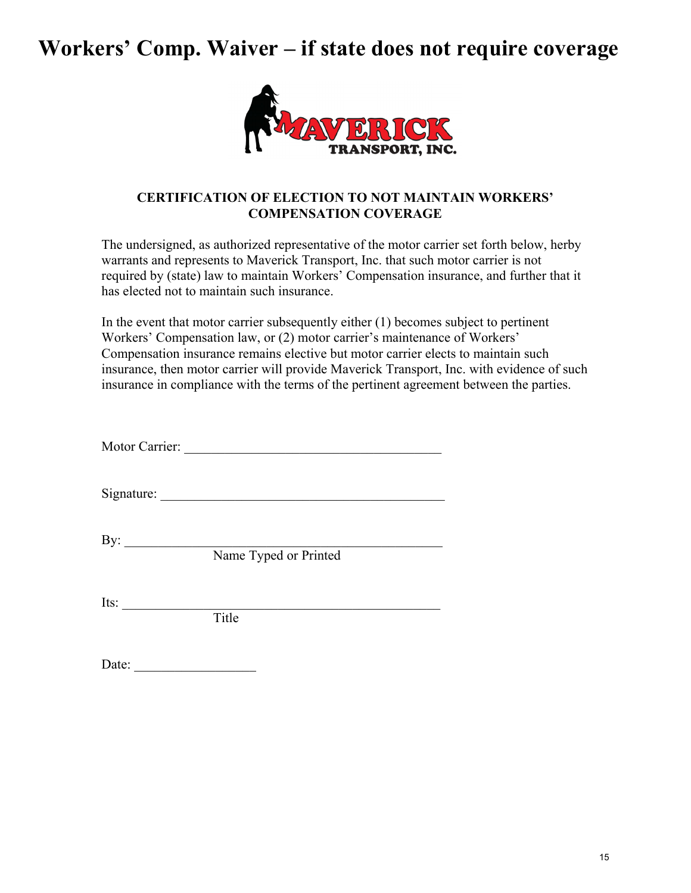# Workers' Comp. Waiver – if state does not require coverage

MAVERICK TRANSPORT, INC.

**CERTIFICATION OF ELECTION TO NOT MAINTAIN WORKERS' COMPENSATION COVERAGE**

The undersigned, as authorized representative of the motor carrier set forth below, herby warrants and represents to Maverick Transport, Inc. that such motor carrier is not required by (state) law to maintain Workers' Compensation insurance, and further that it has elected not to maintain such insurance.

In the event that motor carrier subsequently either (1) becomes subject to pertinent Workers' Compensation law, or (2) motor carrier's maintenance of Workers' Compensation insurance remains elective but motor carrier elects to maintain such insurance, then motor carrier will provide Maverick Transport, Inc. with evidence of such insurance in compliance with the terms of the pertinent agreement between the parties.

Motor Carrier: ______________________________________

Signature: __________________________________________

By: _______________________________________________
Name Typed or Printed

Its: _______________________________________________
Title

Date: ________________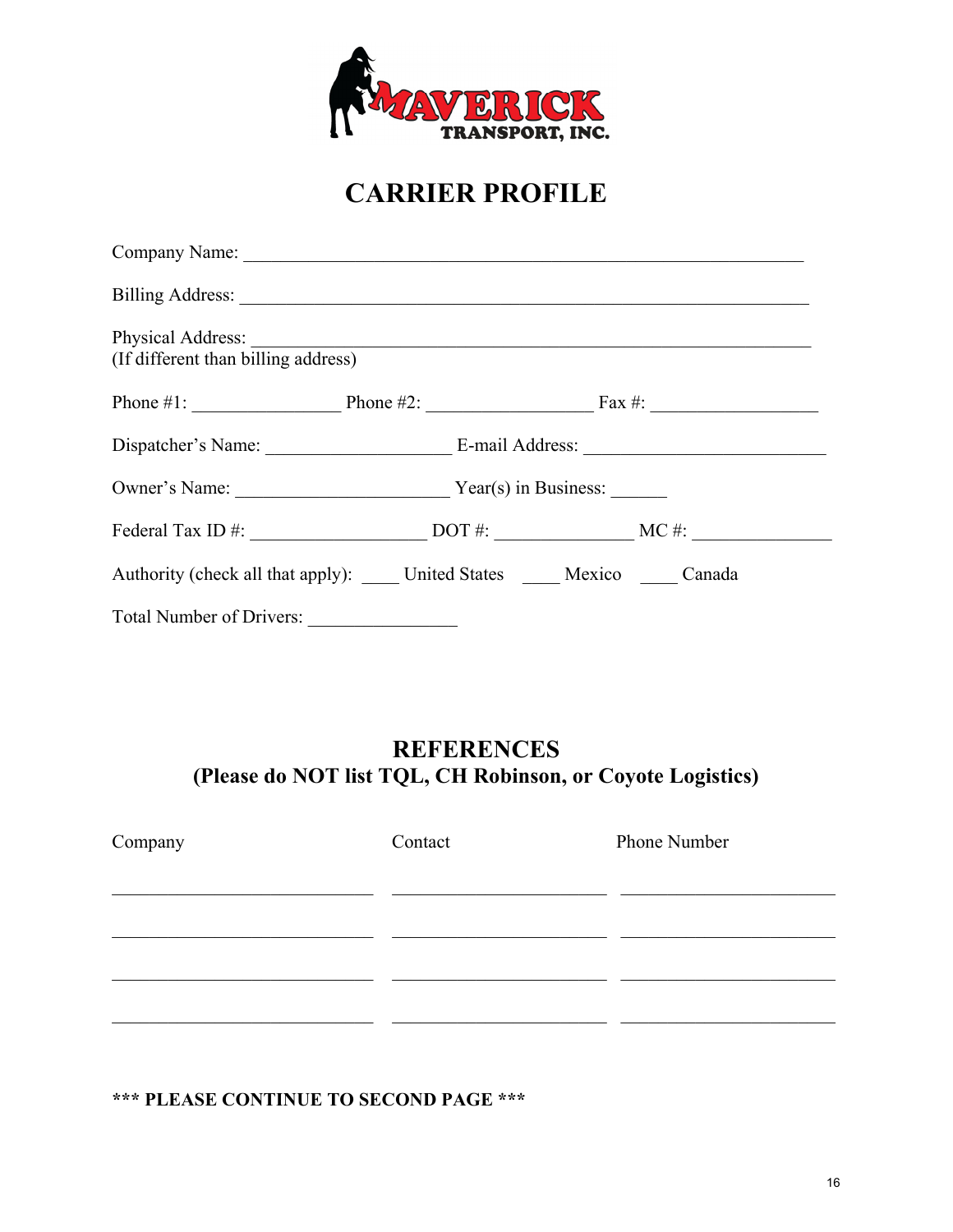# CARRIER PROFILE

Company Name: ____________________________________________________________

Billing Address: ____________________________________________________________

Physical Address: ____________________________________________________________
(If different than billing address)

Phone #1: ________________ Phone #2: __________________ Fax #: __________________

Dispatcher's Name: ____________________ E-mail Address: __________________________

Owner's Name: _______________________ Year(s) in Business: ______

Federal Tax ID #: ___________________ DOT #: _______________ MC #: _______________

Authority (check all that apply): ____ United States ____ Mexico ____ Canada

Total Number of Drivers: ________________

## REFERENCES
**(Please do NOT list TQL, CH Robinson, or Coyote Logistics)**

| Company | Contact | Phone Number |
| --- | --- | --- |
| | | |
| | | |
| | | |
| | | |

**\*\*\* PLEASE CONTINUE TO SECOND PAGE \*\*\***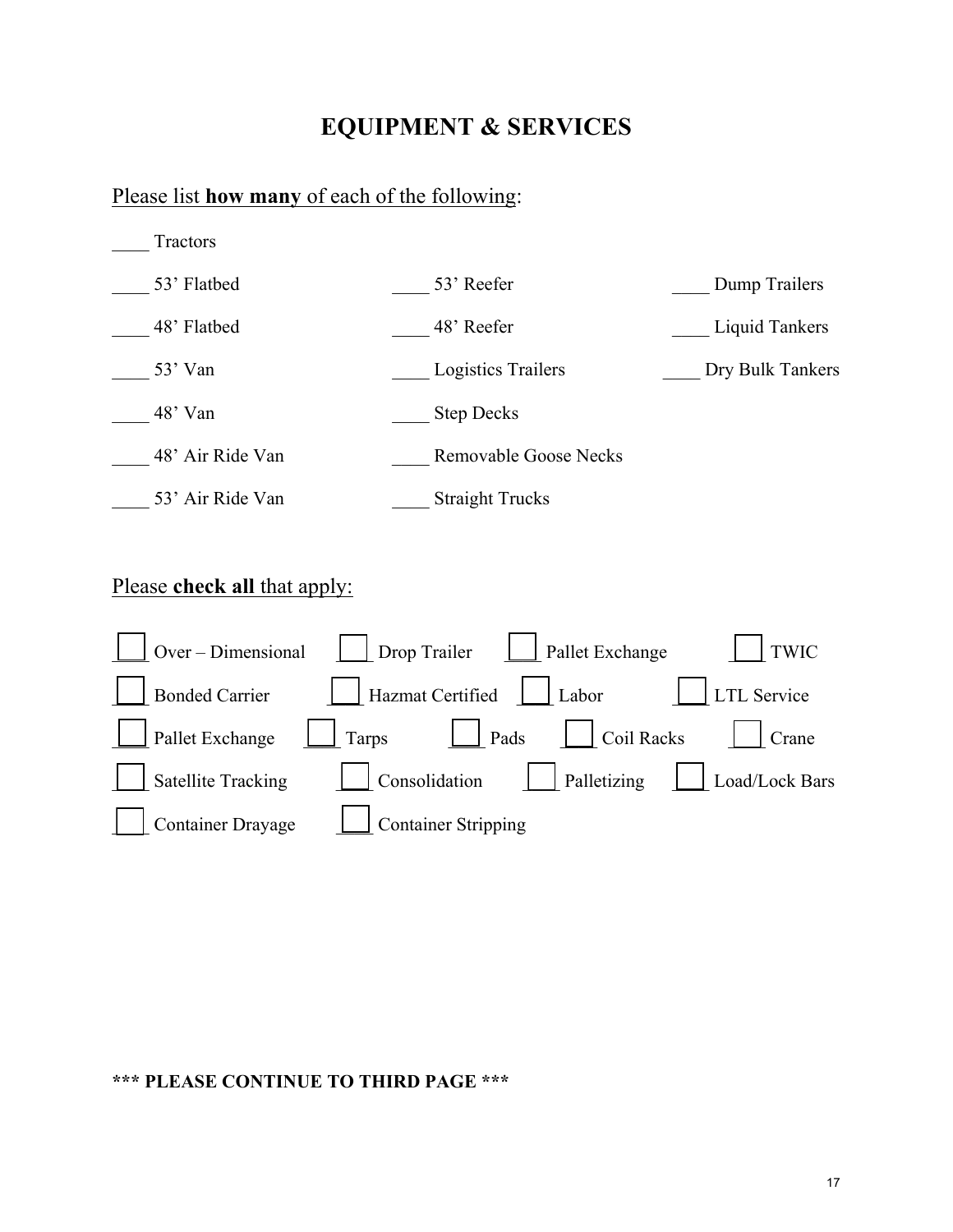# EQUIPMENT & SERVICES

Please list **how many** of each of the following:

____ Tractors

| | | |
|---|---|---|
| ____ 53' Flatbed | ____ 53' Reefer | ____ Dump Trailers |
| ____ 48' Flatbed | ____ 48' Reefer | ____ Liquid Tankers |
| ____ 53' Van | ____ Logistics Trailers | ____ Dry Bulk Tankers |
| ____ 48' Van | ____ Step Decks | |
| ____ 48' Air Ride Van | ____ Removable Goose Necks | |
| ____ 53' Air Ride Van | ____ Straight Trucks | |

Please **check all** that apply:

| | | | | |
|---|---|---|---|---|
| ☐ Over – Dimensional | ☐ Drop Trailer | ☐ Pallet Exchange | ☐ TWIC | |
| ☐ Bonded Carrier | ☐ Hazmat Certified | ☐ Labor | ☐ LTL Service | |
| ☐ Pallet Exchange | ☐ Tarps | ☐ Pads | ☐ Coil Racks | ☐ Crane |
| ☐ Satellite Tracking | ☐ Consolidation | ☐ Palletizing | ☐ Load/Lock Bars | |
| ☐ Container Drayage | ☐ Container Stripping | | | |

**\*\*\* PLEASE CONTINUE TO THIRD PAGE \*\*\***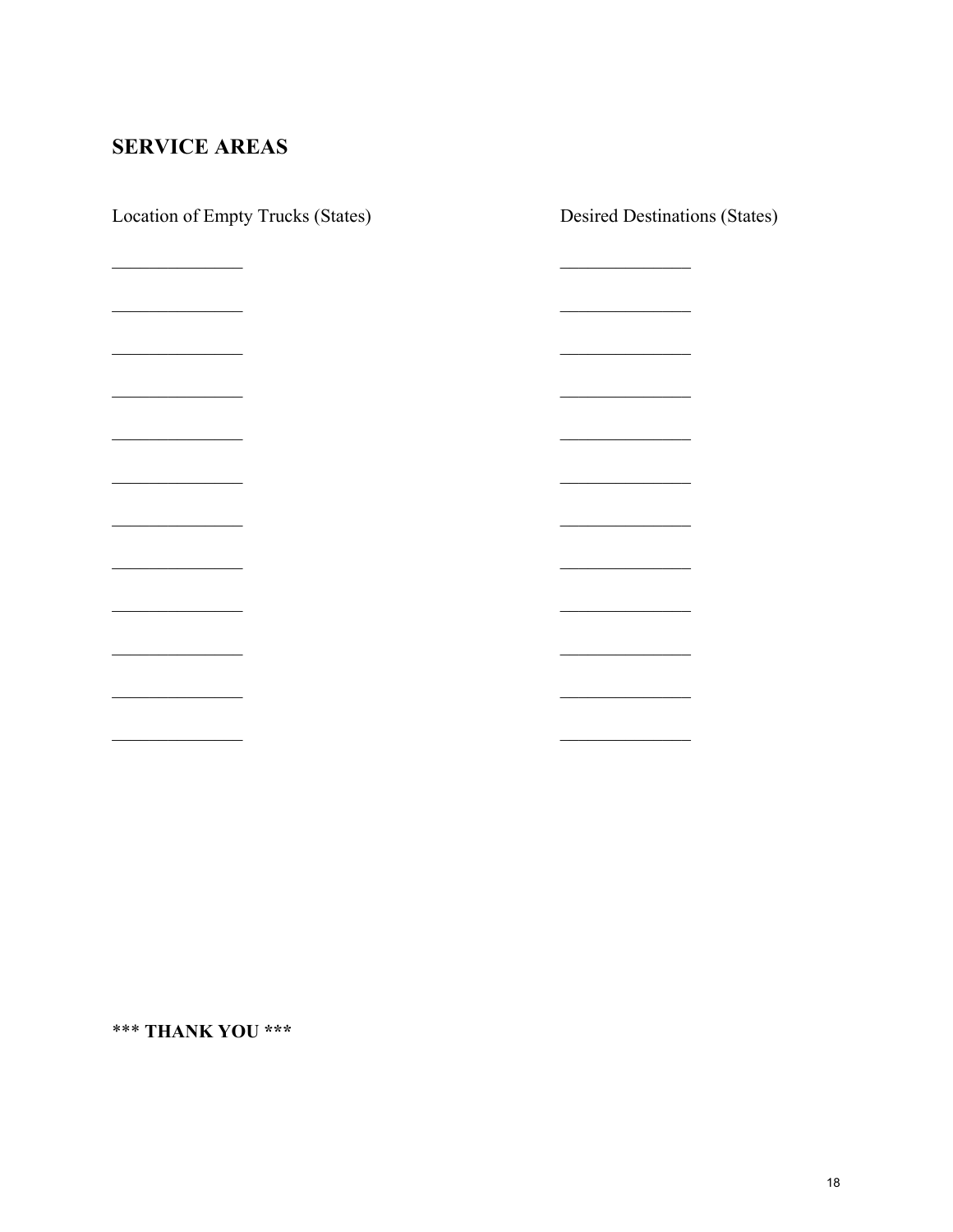## SERVICE AREAS

| Location of Empty Trucks (States) | Desired Destinations (States) |
|---|---|
| _______________ | _______________ |
| _______________ | _______________ |
| _______________ | _______________ |
| _______________ | _______________ |
| _______________ | _______________ |
| _______________ | _______________ |
| _______________ | _______________ |
| _______________ | _______________ |
| _______________ | _______________ |
| _______________ | _______________ |
| _______________ | _______________ |
| _______________ | _______________ |

**\*\*\* THANK YOU \*\*\***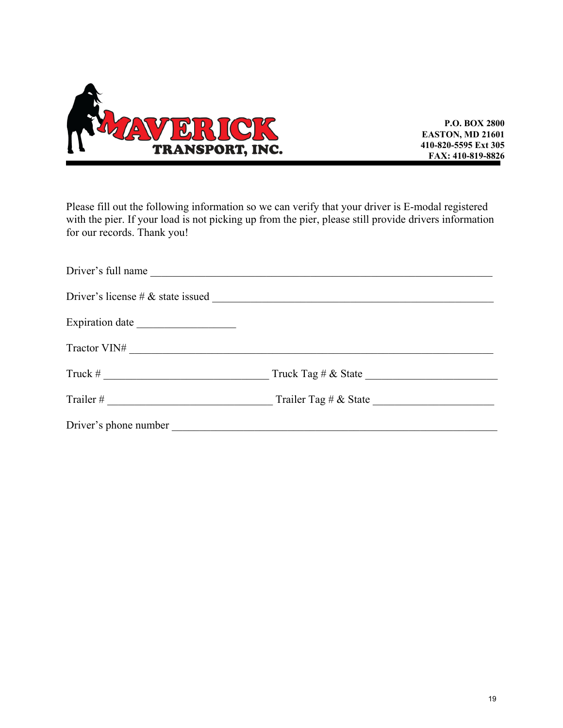**MAVERICK TRANSPORT, INC.**

**P.O. BOX 2800**
**EASTON, MD 21601**
**410-820-5595 Ext 305**
**FAX: 410-819-8826**

Please fill out the following information so we can verify that your driver is E-modal registered with the pier. If your load is not picking up from the pier, please still provide drivers information for our records. Thank you!

Driver's full name ________________________________________________________________

Driver's license # & state issued _____________________________________________________

Expiration date __________________

Tractor VIN# _____________________________________________________________________

Truck # ______________________________ Truck Tag # & State _______________________

Trailer # ______________________________ Trailer Tag # & State _____________________

Driver's phone number ______________________________________________________________